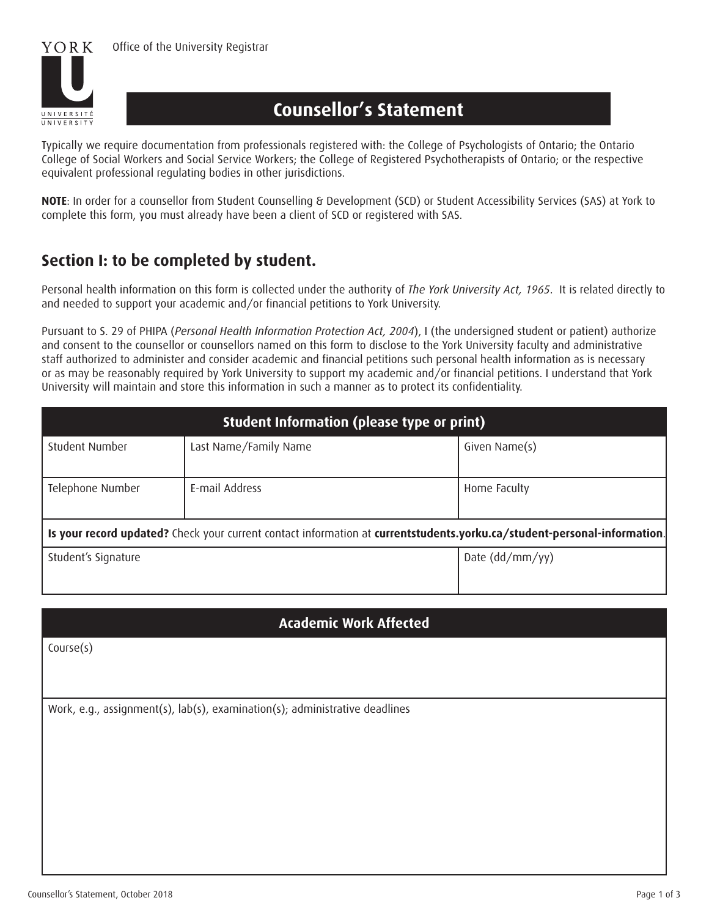Office of the University Registrar

# Counsellor's Statement

Typically we require documentation from professionals registered with: the College of Psychologists of Ontario; the Ontario College of Social Workers and Social Service Workers; the College of Registered Psychotherapists of Ontario; or the respective equivalent professional regulating bodies in other jurisdictions.

**NOTE**: In order for a counsellor from Student Counselling & Development (SCD) or Student Accessibility Services (SAS) at York to complete this form, you must already have been a client of SCD or registered with SAS.

## Section I: to be completed by student.

Personal health information on this form is collected under the authority of *The York University Act, 1965*. It is related directly to and needed to support your academic and/or financial petitions to York University.

Pursuant to S. 29 of PHIPA (*Personal Health Information Protection Act, 2004*), I (the undersigned student or patient) authorize and consent to the counsellor or counsellors named on this form to disclose to the York University faculty and administrative staff authorized to administer and consider academic and financial petitions such personal health information as is necessary or as may be reasonably required by York University to support my academic and/or financial petitions. I understand that York University will maintain and store this information in such a manner as to protect its confidentiality.

| Student Information (please type or print) | | |
|---|---|---|
| Student Number | Last Name/Family Name | Given Name(s) |
| Telephone Number | E-mail Address | Home Faculty |
| **Is your record updated?** Check your current contact information at **currentstudents.yorku.ca/student-personal-information**. | | |
| Student's Signature | | Date (dd/mm/yy) |

| Academic Work Affected |
|---|
| Course(s) |
| Work, e.g., assignment(s), lab(s), examination(s); administrative deadlines |

Counsellor's Statement, October 2018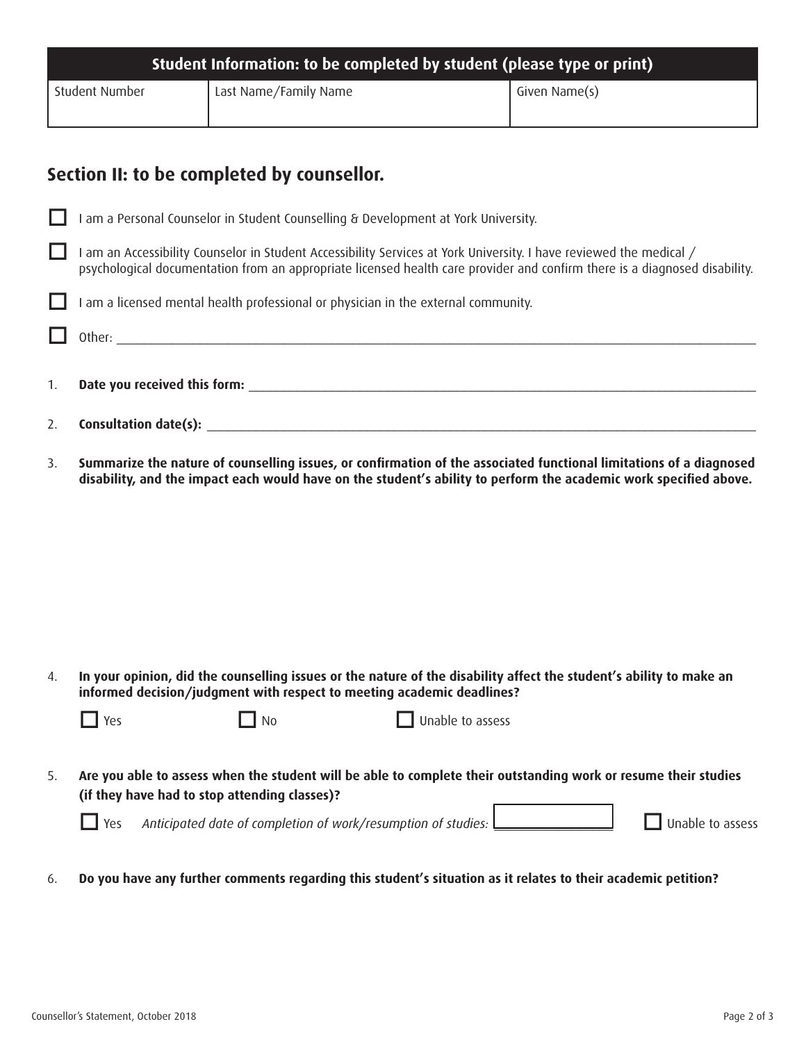| Student Information: to be completed by student (please type or print) | | |
|---|---|---|
| Student Number | Last Name/Family Name | Given Name(s) |

## Section II: to be completed by counsellor.

☐ I am a Personal Counselor in Student Counselling & Development at York University.

☐ I am an Accessibility Counselor in Student Accessibility Services at York University. I have reviewed the medical / psychological documentation from an appropriate licensed health care provider and confirm there is a diagnosed disability.

☐ I am a licensed mental health professional or physician in the external community.

☐ Other: ___________________________________________

1. **Date you received this form:** ___________________________________________

2. **Consultation date(s):** ___________________________________________

3. **Summarize the nature of counselling issues, or confirmation of the associated functional limitations of a diagnosed disability, and the impact each would have on the student's ability to perform the academic work specified above.**

4. **In your opinion, did the counselling issues or the nature of the disability affect the student's ability to make an informed decision/judgment with respect to meeting academic deadlines?**

   ☐ Yes ☐ No ☐ Unable to assess

5. **Are you able to assess when the student will be able to complete their outstanding work or resume their studies (if they have had to stop attending classes)?**

   ☐ Yes *Anticipated date of completion of work/resumption of studies:* __________ ☐ Unable to assess

6. **Do you have any further comments regarding this student's situation as it relates to their academic petition?**

Counsellor's Statement, October 2018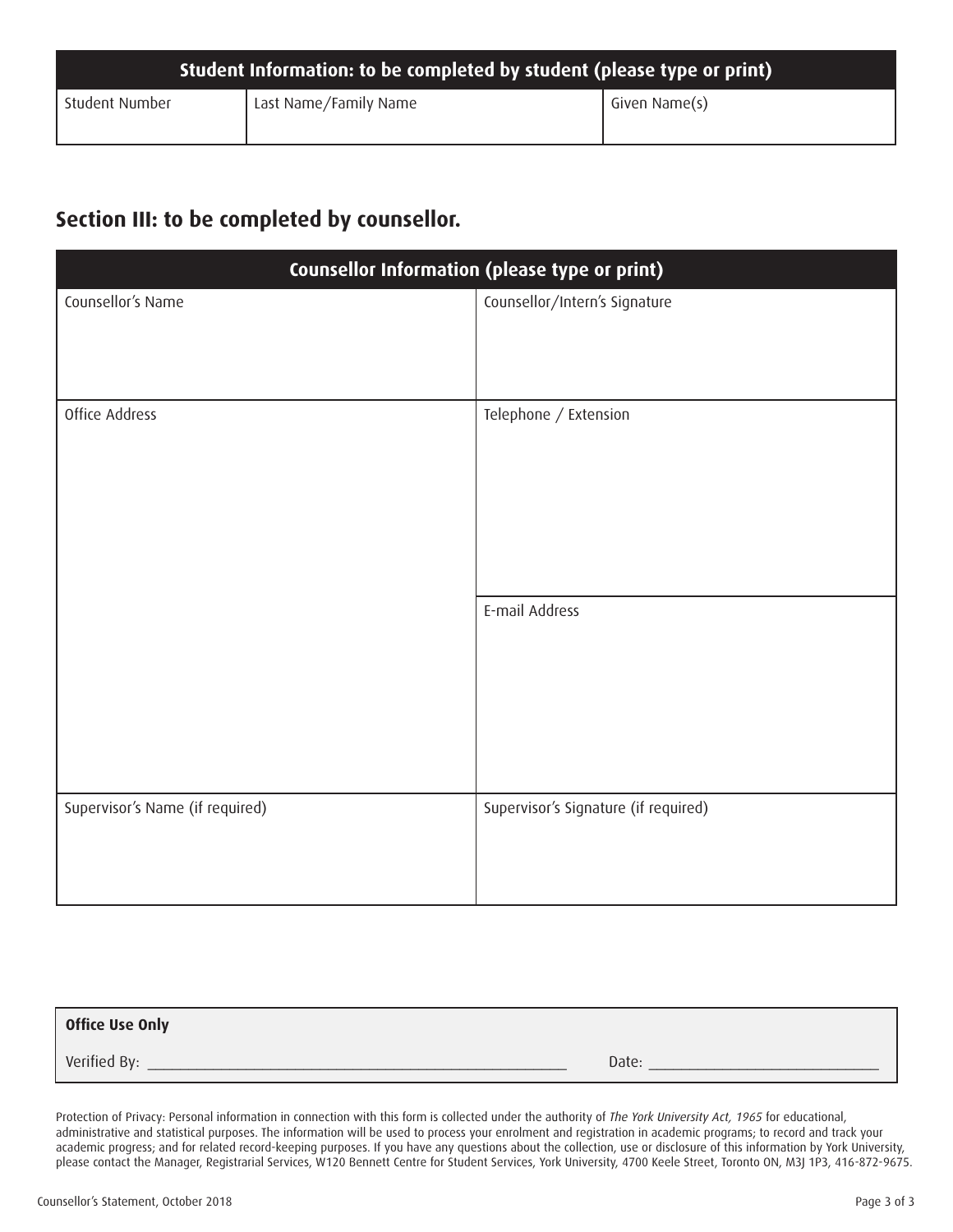| Student Information: to be completed by student (please type or print) | | |
|---|---|---|
| Student Number | Last Name/Family Name | Given Name(s) |
| | | |

## Section III: to be completed by counsellor.

| Counsellor Information (please type or print) | |
|---|---|
| Counsellor's Name | Counsellor/Intern's Signature |
| Office Address | Telephone / Extension |
| | E-mail Address |
| Supervisor's Name (if required) | Supervisor's Signature (if required) |

**Office Use Only**

Verified By: ______________________________ Date: ____________________

Protection of Privacy: Personal information in connection with this form is collected under the authority of *The York University Act, 1965* for educational, administrative and statistical purposes. The information will be used to process your enrolment and registration in academic programs; to record and track your academic progress; and for related record-keeping purposes. If you have any questions about the collection, use or disclosure of this information by York University, please contact the Manager, Registrarial Services, W120 Bennett Centre for Student Services, York University, 4700 Keele Street, Toronto ON, M3J 1P3, 416-872-9675.